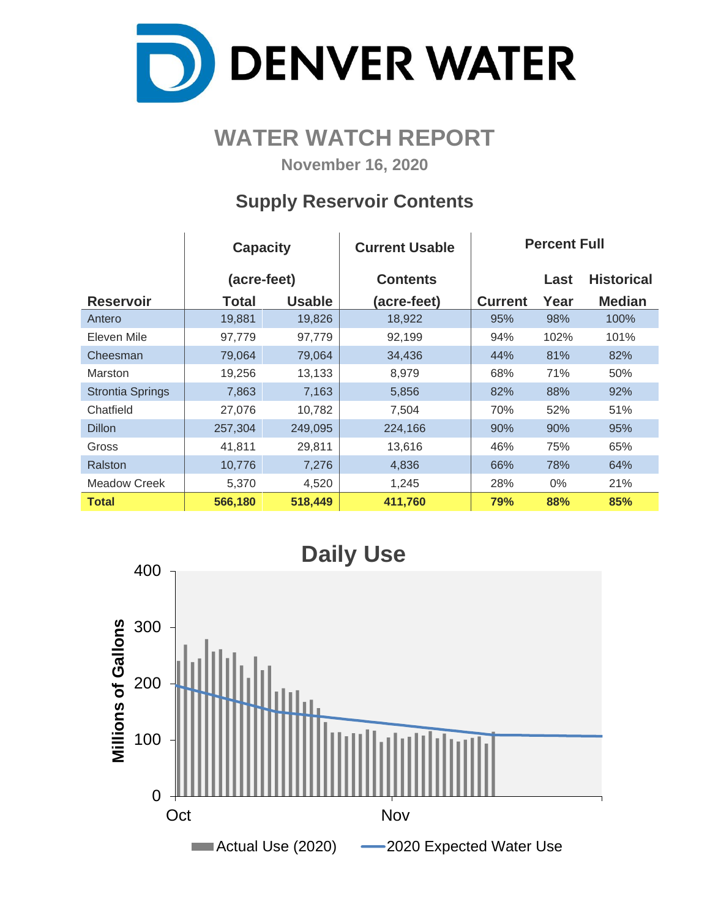# DENVER WATER

## WATER WATCH REPORT

**November 16, 2020**

### Supply Reservoir Contents

| Reservoir | Capacity (acre-feet) Total | Capacity (acre-feet) Usable | Current Usable Contents (acre-feet) | Percent Full Current | Percent Full Last Year | Percent Full Historical Median |
|---|---|---|---|---|---|---|
| Antero | 19,881 | 19,826 | 18,922 | 95% | 98% | 100% |
| Eleven Mile | 97,779 | 97,779 | 92,199 | 94% | 102% | 101% |
| Cheesman | 79,064 | 79,064 | 34,436 | 44% | 81% | 82% |
| Marston | 19,256 | 13,133 | 8,979 | 68% | 71% | 50% |
| Strontia Springs | 7,863 | 7,163 | 5,856 | 82% | 88% | 92% |
| Chatfield | 27,076 | 10,782 | 7,504 | 70% | 52% | 51% |
| Dillon | 257,304 | 249,095 | 224,166 | 90% | 90% | 95% |
| Gross | 41,811 | 29,811 | 13,616 | 46% | 75% | 65% |
| Ralston | 10,776 | 7,276 | 4,836 | 66% | 78% | 64% |
| Meadow Creek | 5,370 | 4,520 | 1,245 | 28% | 0% | 21% |
| **Total** | **566,180** | **518,449** | **411,760** | **79%** | **88%** | **85%** |

### Daily Use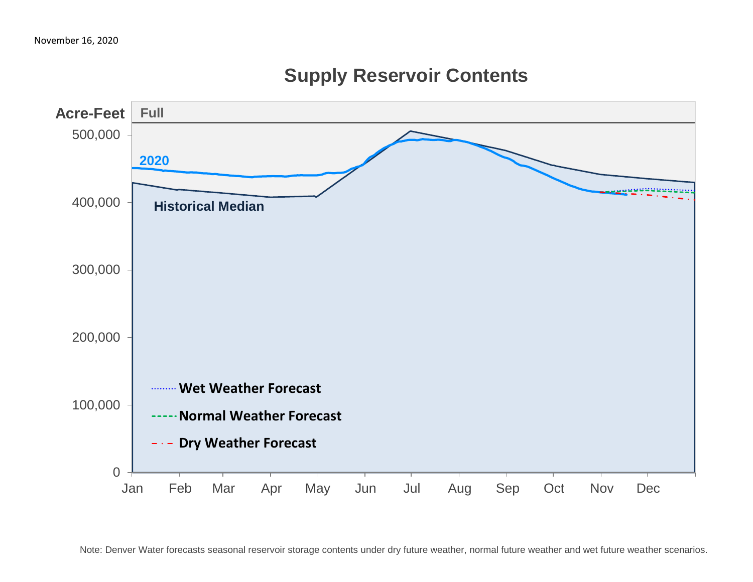November 16, 2020

## Supply Reservoir Contents

Acre-Feet

Full

500,000
400,000
300,000
200,000
100,000
0

2020

Historical Median

Wet Weather Forecast

Normal Weather Forecast

Dry Weather Forecast

Jan Feb Mar Apr May Jun Jul Aug Sep Oct Nov Dec

Note: Denver Water forecasts seasonal reservoir storage contents under dry future weather, normal future weather and wet future weather scenarios.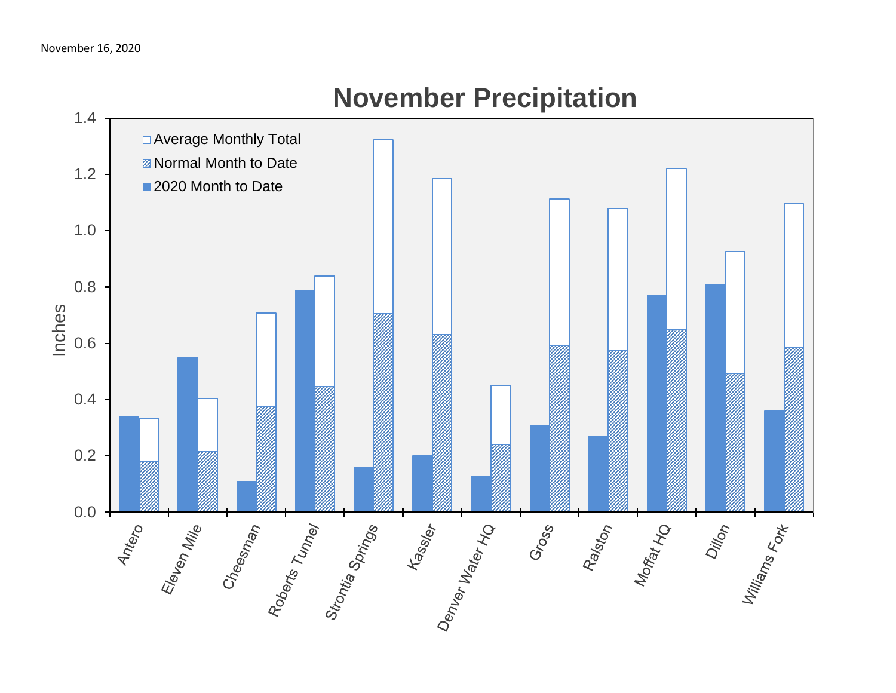November 16, 2020

# November Precipitation

- Average Monthly Total
- Normal Month to Date
- 2020 Month to Date

Inches

0.0 0.2 0.4 0.6 0.8 1.0 1.2 1.4

Antero, Eleven Mile, Cheesman, Roberts Tunnel, Strontia Springs, Kassler, Denver Water HQ, Gross, Ralston, Moffat HQ, Dillon, Williams Fork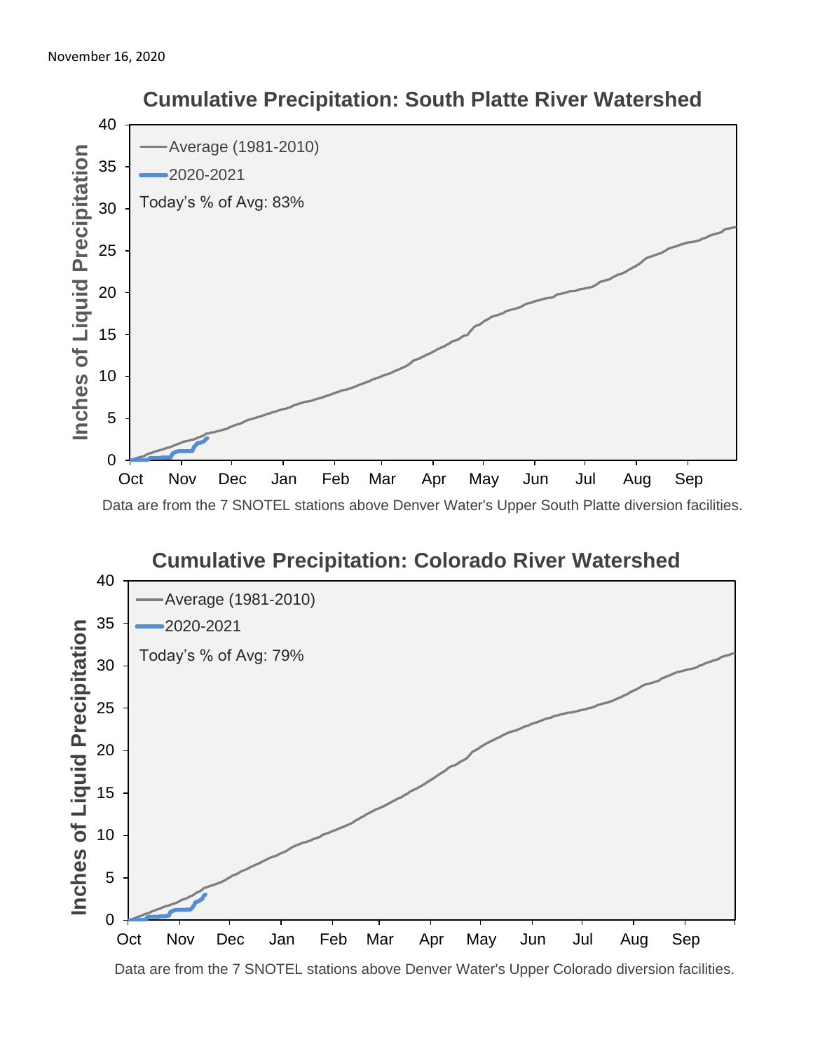November 16, 2020

## Cumulative Precipitation: South Platte River Watershed

Average (1981-2010)

2020-2021

Today's % of Avg: 83%

Inches of Liquid Precipitation

Oct Nov Dec Jan Feb Mar Apr May Jun Jul Aug Sep

Data are from the 7 SNOTEL stations above Denver Water's Upper South Platte diversion facilities.

## Cumulative Precipitation: Colorado River Watershed

Average (1981-2010)

2020-2021

Today's % of Avg: 79%

Inches of Liquid Precipitation

Oct Nov Dec Jan Feb Mar Apr May Jun Jul Aug Sep

Data are from the 7 SNOTEL stations above Denver Water's Upper Colorado diversion facilities.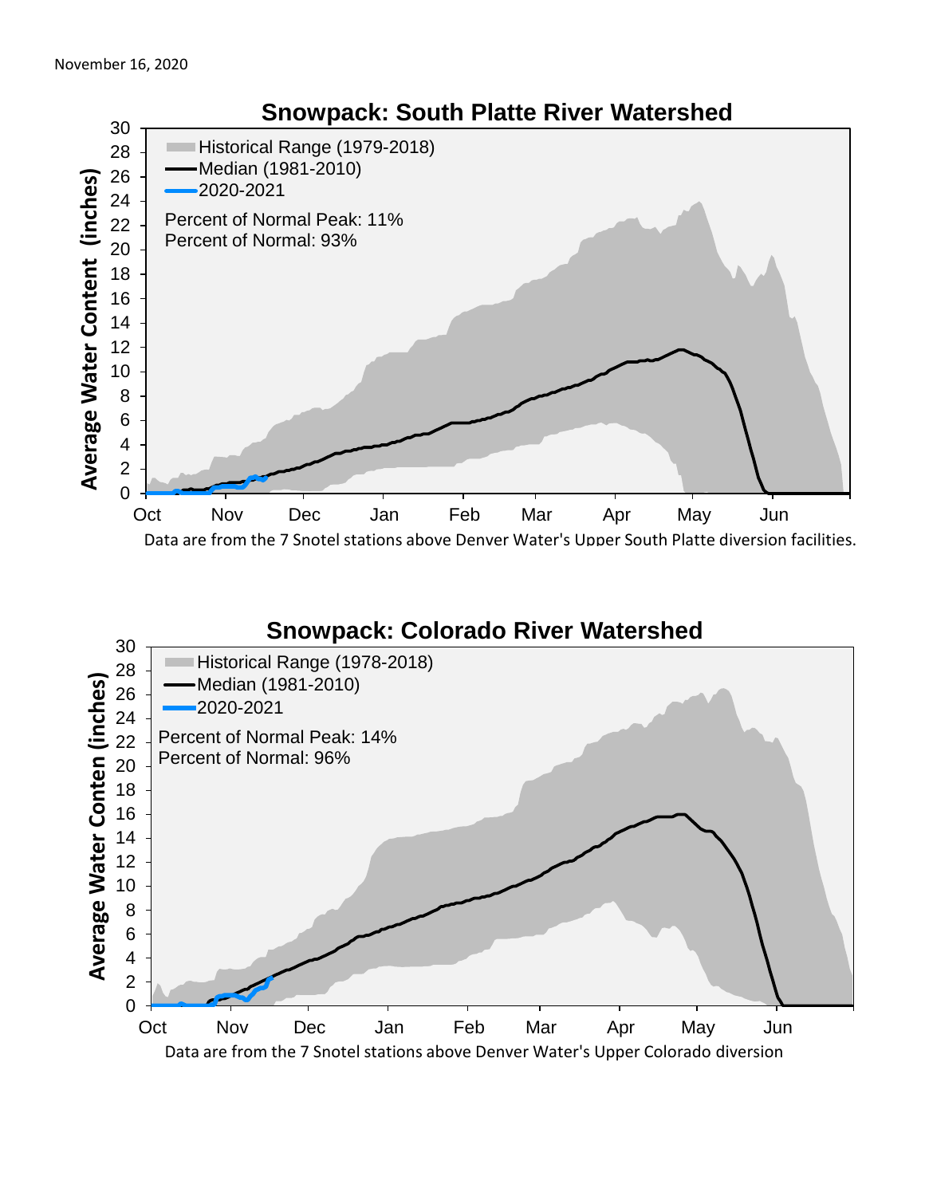November 16, 2020

## Snowpack: South Platte River Watershed

Historical Range (1979-2018)
Median (1981-2010)
2020-2021

Percent of Normal Peak: 11%
Percent of Normal: 93%

Average Water Content (inches)

Data are from the 7 Snotel stations above Denver Water's Upper South Platte diversion facilities.

## Snowpack: Colorado River Watershed

Historical Range (1978-2018)
Median (1981-2010)
2020-2021

Percent of Normal Peak: 14%
Percent of Normal: 96%

Average Water Conten (inches)

Data are from the 7 Snotel stations above Denver Water's Upper Colorado diversion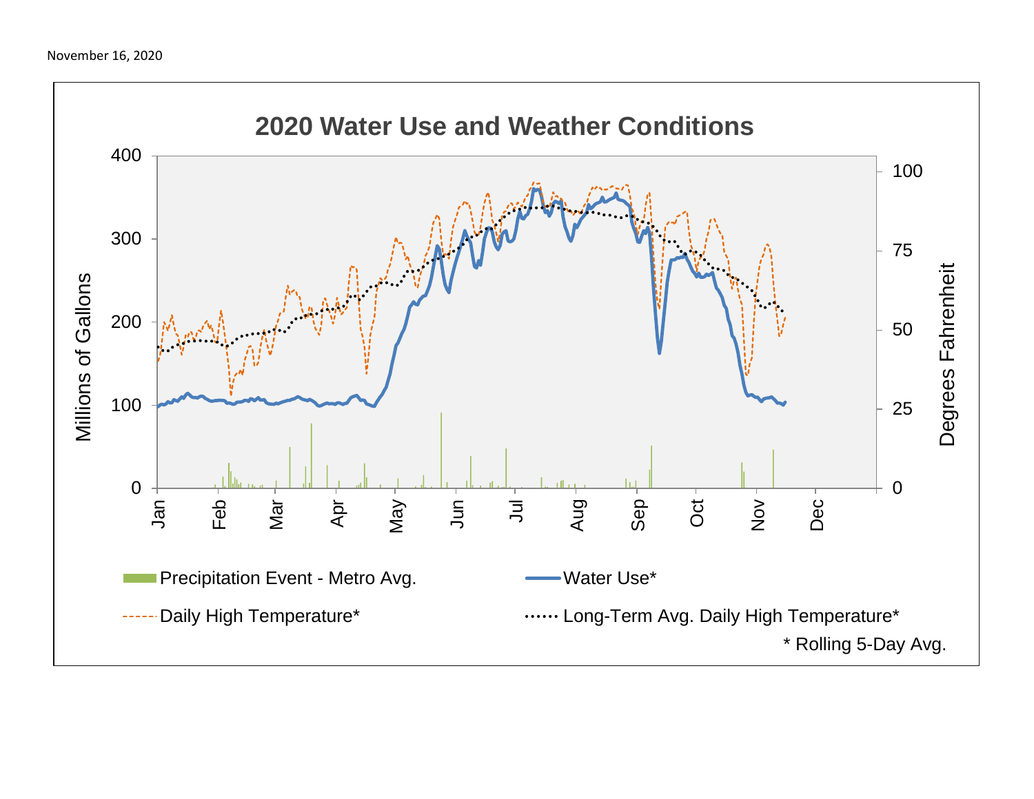November 16, 2020

## 2020 Water Use and Weather Conditions

Millions of Gallons: 0, 100, 200, 300, 400

Degrees Fahrenheit: 0, 25, 50, 75, 100

Jan, Feb, Mar, Apr, May, Jun, Jul, Aug, Sep, Oct, Nov, Dec

Precipitation Event - Metro Avg.

Water Use*

Daily High Temperature*

Long-Term Avg. Daily High Temperature*

\* Rolling 5-Day Avg.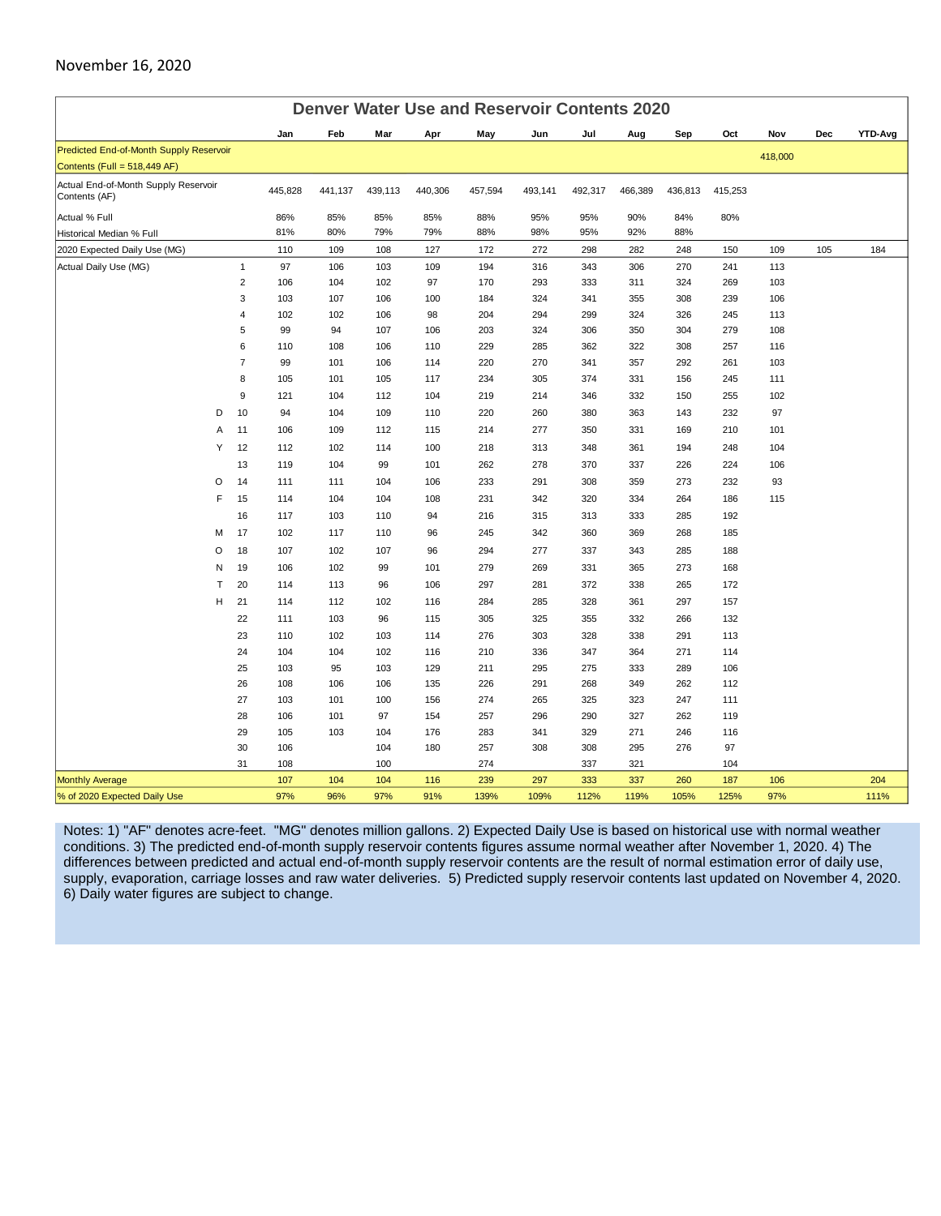November 16, 2020

## Denver Water Use and Reservoir Contents 2020

| | | | Jan | Feb | Mar | Apr | May | Jun | Jul | Aug | Sep | Oct | Nov | Dec | YTD-Avg |
|---|---|---|---|---|---|---|---|---|---|---|---|---|---|---|---|
| Predicted End-of-Month Supply Reservoir Contents (Full = 518,449 AF) | | | | | | | | | | | | | 418,000 | | |
| Actual End-of-Month Supply Reservoir Contents (AF) | | | 445,828 | 441,137 | 439,113 | 440,306 | 457,594 | 493,141 | 492,317 | 466,389 | 436,813 | 415,253 | | | |
| Actual % Full | | | 86% | 85% | 85% | 85% | 88% | 95% | 95% | 90% | 84% | 80% | | | |
| Historical Median % Full | | | 81% | 80% | 79% | 79% | 88% | 98% | 95% | 92% | 88% | | | | |
| 2020 Expected Daily Use (MG) | | | 110 | 109 | 108 | 127 | 172 | 272 | 298 | 282 | 248 | 150 | 109 | 105 | 184 |
| Actual Daily Use (MG) | | 1 | 97 | 106 | 103 | 109 | 194 | 316 | 343 | 306 | 270 | 241 | 113 | | |
| | | 2 | 106 | 104 | 102 | 97 | 170 | 293 | 333 | 311 | 324 | 269 | 103 | | |
| | | 3 | 103 | 107 | 106 | 100 | 184 | 324 | 341 | 355 | 308 | 239 | 106 | | |
| | | 4 | 102 | 102 | 106 | 98 | 204 | 294 | 299 | 324 | 326 | 245 | 113 | | |
| | | 5 | 99 | 94 | 107 | 106 | 203 | 324 | 306 | 350 | 304 | 279 | 108 | | |
| | | 6 | 110 | 108 | 106 | 110 | 229 | 285 | 362 | 322 | 308 | 257 | 116 | | |
| | | 7 | 99 | 101 | 106 | 114 | 220 | 270 | 341 | 357 | 292 | 261 | 103 | | |
| | | 8 | 105 | 101 | 105 | 117 | 234 | 305 | 374 | 331 | 156 | 245 | 111 | | |
| | | 9 | 121 | 104 | 112 | 104 | 219 | 214 | 346 | 332 | 150 | 255 | 102 | | |
| | D | 10 | 94 | 104 | 109 | 110 | 220 | 260 | 380 | 363 | 143 | 232 | 97 | | |
| | A | 11 | 106 | 109 | 112 | 115 | 214 | 277 | 350 | 331 | 169 | 210 | 101 | | |
| | Y | 12 | 112 | 102 | 114 | 100 | 218 | 313 | 348 | 361 | 194 | 248 | 104 | | |
| | | 13 | 119 | 104 | 99 | 101 | 262 | 278 | 370 | 337 | 226 | 224 | 106 | | |
| | O | 14 | 111 | 111 | 104 | 106 | 233 | 291 | 308 | 359 | 273 | 232 | 93 | | |
| | F | 15 | 114 | 104 | 104 | 108 | 231 | 342 | 320 | 334 | 264 | 186 | 115 | | |
| | | 16 | 117 | 103 | 110 | 94 | 216 | 315 | 313 | 333 | 285 | 192 | | | |
| | M | 17 | 102 | 117 | 110 | 96 | 245 | 342 | 360 | 369 | 268 | 185 | | | |
| | O | 18 | 107 | 102 | 107 | 96 | 294 | 277 | 337 | 343 | 285 | 188 | | | |
| | N | 19 | 106 | 102 | 99 | 101 | 279 | 269 | 331 | 365 | 273 | 168 | | | |
| | T | 20 | 114 | 113 | 96 | 106 | 297 | 281 | 372 | 338 | 265 | 172 | | | |
| | H | 21 | 114 | 112 | 102 | 116 | 284 | 285 | 328 | 361 | 297 | 157 | | | |
| | | 22 | 111 | 103 | 96 | 115 | 305 | 325 | 355 | 332 | 266 | 132 | | | |
| | | 23 | 110 | 102 | 103 | 114 | 276 | 303 | 328 | 338 | 291 | 113 | | | |
| | | 24 | 104 | 104 | 102 | 116 | 210 | 336 | 347 | 364 | 271 | 114 | | | |
| | | 25 | 103 | 95 | 103 | 129 | 211 | 295 | 275 | 333 | 289 | 106 | | | |
| | | 26 | 108 | 106 | 106 | 135 | 226 | 291 | 268 | 349 | 262 | 112 | | | |
| | | 27 | 103 | 101 | 100 | 156 | 274 | 265 | 325 | 323 | 247 | 111 | | | |
| | | 28 | 106 | 101 | 97 | 154 | 257 | 296 | 290 | 327 | 262 | 119 | | | |
| | | 29 | 105 | 103 | 104 | 176 | 283 | 341 | 329 | 271 | 246 | 116 | | | |
| | | 30 | 106 | | 104 | 180 | 257 | 308 | 308 | 295 | 276 | 97 | | | |
| | | 31 | 108 | | 100 | | 274 | | 337 | 321 | | 104 | | | |
| Monthly Average | | | 107 | 104 | 104 | 116 | 239 | 297 | 333 | 337 | 260 | 187 | 106 | | 204 |
| % of 2020 Expected Daily Use | | | 97% | 96% | 97% | 91% | 139% | 109% | 112% | 119% | 105% | 125% | 97% | | 111% |

Notes: 1) "AF" denotes acre-feet. "MG" denotes million gallons. 2) Expected Daily Use is based on historical use with normal weather conditions. 3) The predicted end-of-month supply reservoir contents figures assume normal weather after November 1, 2020. 4) The differences between predicted and actual end-of-month supply reservoir contents are the result of normal estimation error of daily use, supply, evaporation, carriage losses and raw water deliveries. 5) Predicted supply reservoir contents last updated on November 4, 2020. 6) Daily water figures are subject to change.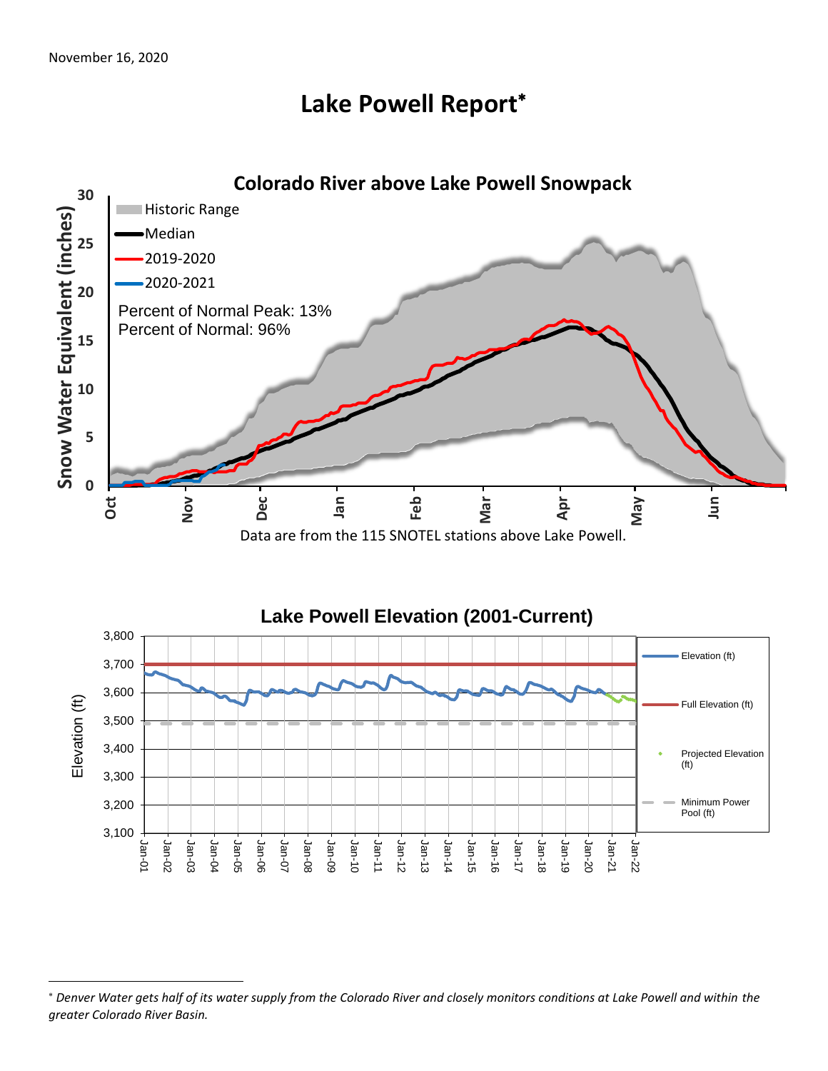November 16, 2020

# Lake Powell Report*

**Colorado River above Lake Powell Snowpack**

Snow Water Equivalent (inches)

30
25
20
15
10
5
0

Historic Range
Median
2019-2020
2020-2021

Percent of Normal Peak: 13%
Percent of Normal: 96%

Oct
Nov
Dec
Jan
Feb
Mar
Apr
May
Jun

Data are from the 115 SNOTEL stations above Lake Powell.

**Lake Powell Elevation (2001-Current)**

Elevation (ft)

3,800
3,700
3,600
3,500
3,400
3,300
3,200
3,100

Jan-01
Jan-02
Jan-03
Jan-04
Jan-05
Jan-06
Jan-07
Jan-08
Jan-09
Jan-10
Jan-11
Jan-12
Jan-13
Jan-14
Jan-15
Jan-16
Jan-17
Jan-18
Jan-19
Jan-20
Jan-21
Jan-22

Elevation (ft)
Full Elevation (ft)
Projected Elevation (ft)
Minimum Power Pool (ft)

---

* *Denver Water gets half of its water supply from the Colorado River and closely monitors conditions at Lake Powell and within the greater Colorado River Basin.*